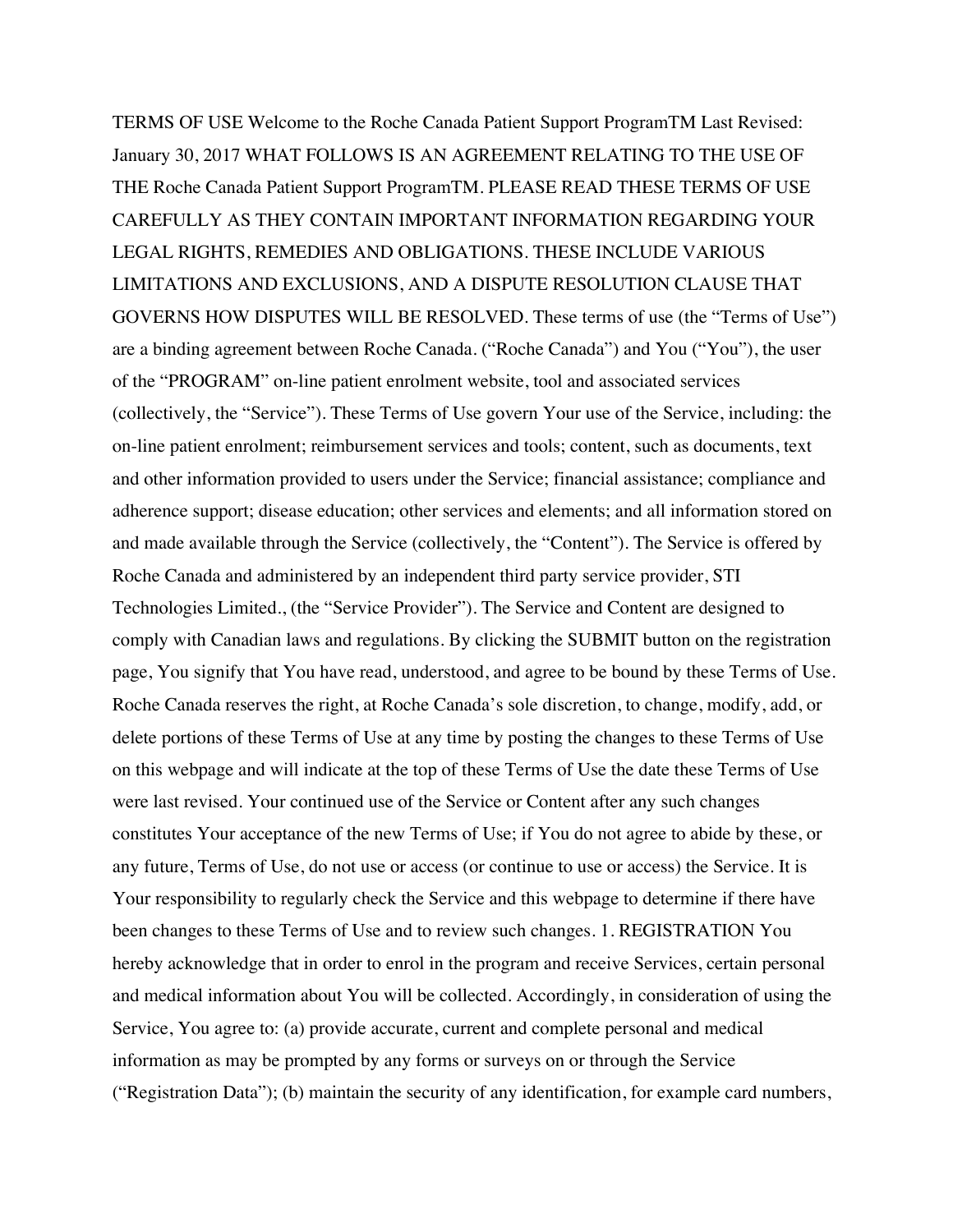TERMS OF USE Welcome to the Roche Canada Patient Support ProgramTM Last Revised: January 30, 2017 WHAT FOLLOWS IS AN AGREEMENT RELATING TO THE USE OF THE Roche Canada Patient Support ProgramTM. PLEASE READ THESE TERMS OF USE CAREFULLY AS THEY CONTAIN IMPORTANT INFORMATION REGARDING YOUR LEGAL RIGHTS, REMEDIES AND OBLIGATIONS. THESE INCLUDE VARIOUS LIMITATIONS AND EXCLUSIONS, AND A DISPUTE RESOLUTION CLAUSE THAT GOVERNS HOW DISPUTES WILL BE RESOLVED. These terms of use (the "Terms of Use") are a binding agreement between Roche Canada. ("Roche Canada") and You ("You"), the user of the "PROGRAM" on-line patient enrolment website, tool and associated services (collectively, the "Service"). These Terms of Use govern Your use of the Service, including: the on-line patient enrolment; reimbursement services and tools; content, such as documents, text and other information provided to users under the Service; financial assistance; compliance and adherence support; disease education; other services and elements; and all information stored on and made available through the Service (collectively, the "Content"). The Service is offered by Roche Canada and administered by an independent third party service provider, STI Technologies Limited., (the "Service Provider"). The Service and Content are designed to comply with Canadian laws and regulations. By clicking the SUBMIT button on the registration page, You signify that You have read, understood, and agree to be bound by these Terms of Use. Roche Canada reserves the right, at Roche Canada's sole discretion, to change, modify, add, or delete portions of these Terms of Use at any time by posting the changes to these Terms of Use on this webpage and will indicate at the top of these Terms of Use the date these Terms of Use were last revised. Your continued use of the Service or Content after any such changes constitutes Your acceptance of the new Terms of Use; if You do not agree to abide by these, or any future, Terms of Use, do not use or access (or continue to use or access) the Service. It is Your responsibility to regularly check the Service and this webpage to determine if there have been changes to these Terms of Use and to review such changes. 1. REGISTRATION You hereby acknowledge that in order to enrol in the program and receive Services, certain personal and medical information about You will be collected. Accordingly, in consideration of using the Service, You agree to: (a) provide accurate, current and complete personal and medical information as may be prompted by any forms or surveys on or through the Service ("Registration Data"); (b) maintain the security of any identification, for example card numbers,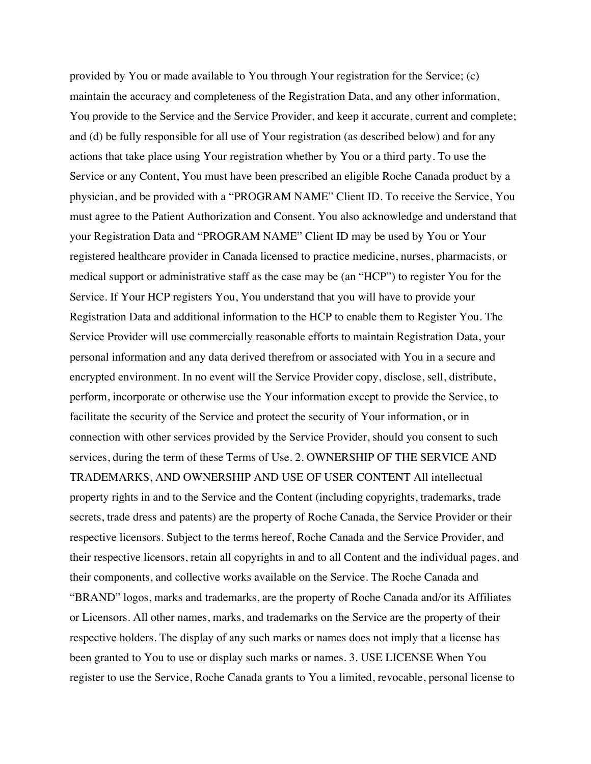provided by You or made available to You through Your registration for the Service; (c) maintain the accuracy and completeness of the Registration Data, and any other information, You provide to the Service and the Service Provider, and keep it accurate, current and complete; and (d) be fully responsible for all use of Your registration (as described below) and for any actions that take place using Your registration whether by You or a third party. To use the Service or any Content, You must have been prescribed an eligible Roche Canada product by a physician, and be provided with a "PROGRAM NAME" Client ID. To receive the Service, You must agree to the Patient Authorization and Consent. You also acknowledge and understand that your Registration Data and "PROGRAM NAME" Client ID may be used by You or Your registered healthcare provider in Canada licensed to practice medicine, nurses, pharmacists, or medical support or administrative staff as the case may be (an "HCP") to register You for the Service. If Your HCP registers You, You understand that you will have to provide your Registration Data and additional information to the HCP to enable them to Register You. The Service Provider will use commercially reasonable efforts to maintain Registration Data, your personal information and any data derived therefrom or associated with You in a secure and encrypted environment. In no event will the Service Provider copy, disclose, sell, distribute, perform, incorporate or otherwise use the Your information except to provide the Service, to facilitate the security of the Service and protect the security of Your information, or in connection with other services provided by the Service Provider, should you consent to such services, during the term of these Terms of Use. 2. OWNERSHIP OF THE SERVICE AND TRADEMARKS, AND OWNERSHIP AND USE OF USER CONTENT All intellectual property rights in and to the Service and the Content (including copyrights, trademarks, trade secrets, trade dress and patents) are the property of Roche Canada, the Service Provider or their respective licensors. Subject to the terms hereof, Roche Canada and the Service Provider, and their respective licensors, retain all copyrights in and to all Content and the individual pages, and their components, and collective works available on the Service. The Roche Canada and "BRAND" logos, marks and trademarks, are the property of Roche Canada and/or its Affiliates or Licensors. All other names, marks, and trademarks on the Service are the property of their respective holders. The display of any such marks or names does not imply that a license has been granted to You to use or display such marks or names. 3. USE LICENSE When You register to use the Service, Roche Canada grants to You a limited, revocable, personal license to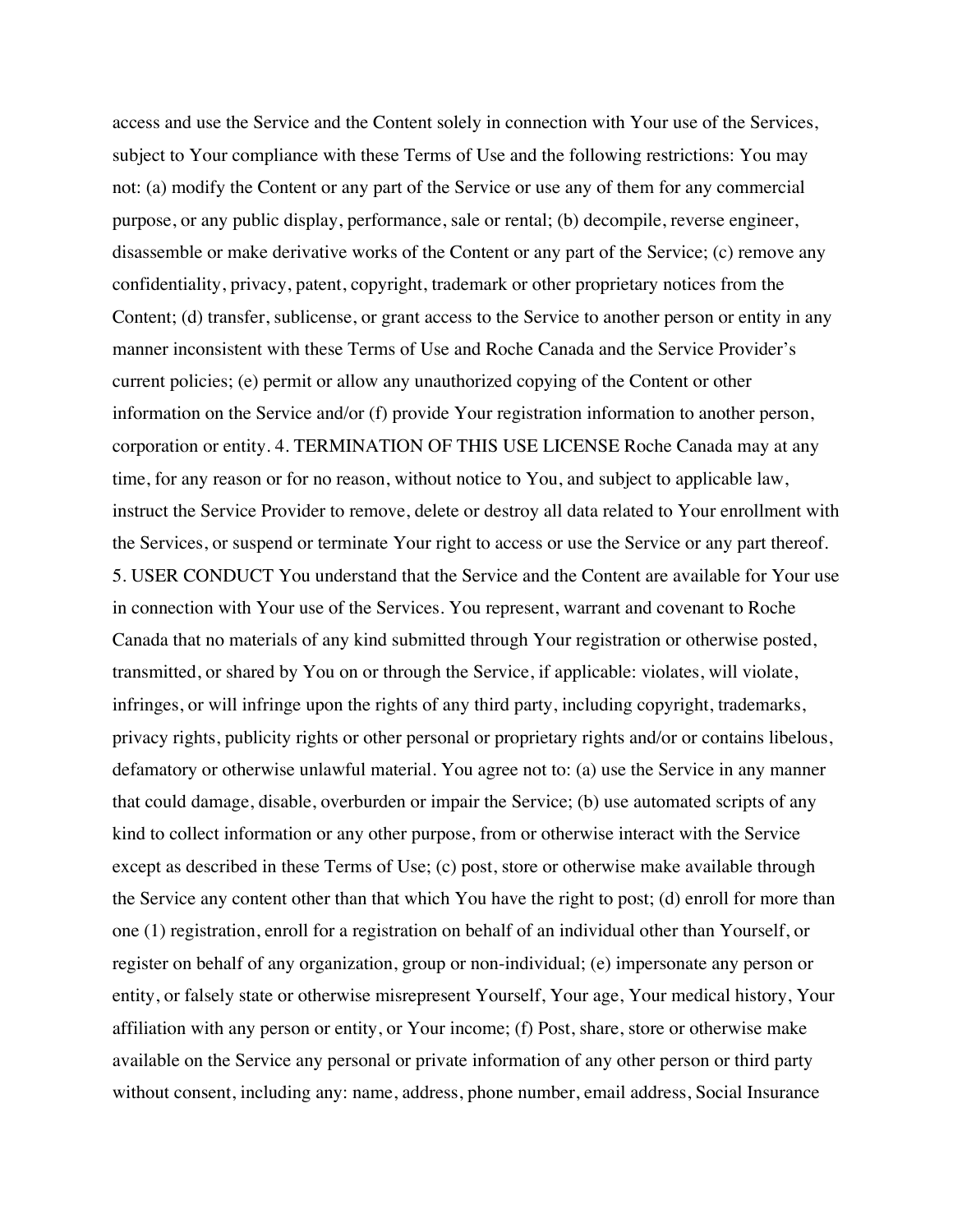access and use the Service and the Content solely in connection with Your use of the Services, subject to Your compliance with these Terms of Use and the following restrictions: You may not: (a) modify the Content or any part of the Service or use any of them for any commercial purpose, or any public display, performance, sale or rental; (b) decompile, reverse engineer, disassemble or make derivative works of the Content or any part of the Service; (c) remove any confidentiality, privacy, patent, copyright, trademark or other proprietary notices from the Content; (d) transfer, sublicense, or grant access to the Service to another person or entity in any manner inconsistent with these Terms of Use and Roche Canada and the Service Provider's current policies; (e) permit or allow any unauthorized copying of the Content or other information on the Service and/or (f) provide Your registration information to another person, corporation or entity. 4. TERMINATION OF THIS USE LICENSE Roche Canada may at any time, for any reason or for no reason, without notice to You, and subject to applicable law, instruct the Service Provider to remove, delete or destroy all data related to Your enrollment with the Services, or suspend or terminate Your right to access or use the Service or any part thereof. 5. USER CONDUCT You understand that the Service and the Content are available for Your use in connection with Your use of the Services. You represent, warrant and covenant to Roche Canada that no materials of any kind submitted through Your registration or otherwise posted, transmitted, or shared by You on or through the Service, if applicable: violates, will violate, infringes, or will infringe upon the rights of any third party, including copyright, trademarks, privacy rights, publicity rights or other personal or proprietary rights and/or or contains libelous, defamatory or otherwise unlawful material. You agree not to: (a) use the Service in any manner that could damage, disable, overburden or impair the Service; (b) use automated scripts of any kind to collect information or any other purpose, from or otherwise interact with the Service except as described in these Terms of Use; (c) post, store or otherwise make available through the Service any content other than that which You have the right to post; (d) enroll for more than one (1) registration, enroll for a registration on behalf of an individual other than Yourself, or register on behalf of any organization, group or non-individual; (e) impersonate any person or entity, or falsely state or otherwise misrepresent Yourself, Your age, Your medical history, Your affiliation with any person or entity, or Your income; (f) Post, share, store or otherwise make available on the Service any personal or private information of any other person or third party without consent, including any: name, address, phone number, email address, Social Insurance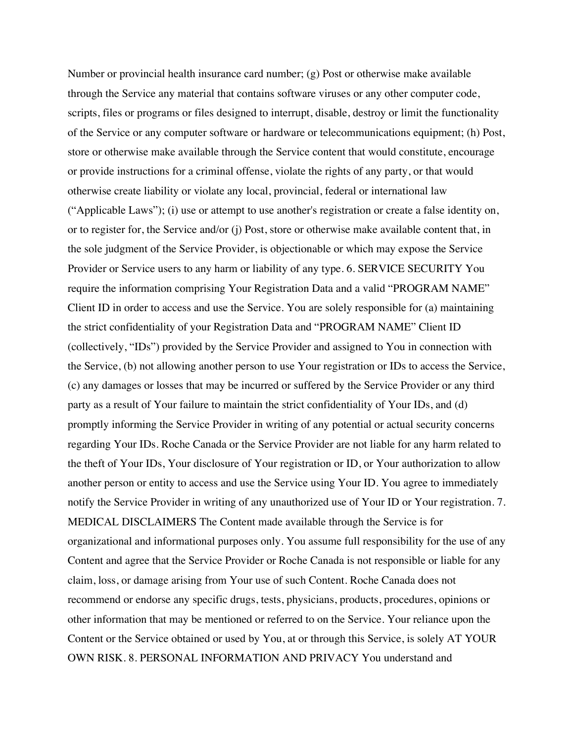Number or provincial health insurance card number; (g) Post or otherwise make available through the Service any material that contains software viruses or any other computer code, scripts, files or programs or files designed to interrupt, disable, destroy or limit the functionality of the Service or any computer software or hardware or telecommunications equipment; (h) Post, store or otherwise make available through the Service content that would constitute, encourage or provide instructions for a criminal offense, violate the rights of any party, or that would otherwise create liability or violate any local, provincial, federal or international law ("Applicable Laws"); (i) use or attempt to use another's registration or create a false identity on, or to register for, the Service and/or (j) Post, store or otherwise make available content that, in the sole judgment of the Service Provider, is objectionable or which may expose the Service Provider or Service users to any harm or liability of any type. 6. SERVICE SECURITY You require the information comprising Your Registration Data and a valid "PROGRAM NAME" Client ID in order to access and use the Service. You are solely responsible for (a) maintaining the strict confidentiality of your Registration Data and "PROGRAM NAME" Client ID (collectively, "IDs") provided by the Service Provider and assigned to You in connection with the Service, (b) not allowing another person to use Your registration or IDs to access the Service, (c) any damages or losses that may be incurred or suffered by the Service Provider or any third party as a result of Your failure to maintain the strict confidentiality of Your IDs, and (d) promptly informing the Service Provider in writing of any potential or actual security concerns regarding Your IDs. Roche Canada or the Service Provider are not liable for any harm related to the theft of Your IDs, Your disclosure of Your registration or ID, or Your authorization to allow another person or entity to access and use the Service using Your ID. You agree to immediately notify the Service Provider in writing of any unauthorized use of Your ID or Your registration. 7. MEDICAL DISCLAIMERS The Content made available through the Service is for organizational and informational purposes only. You assume full responsibility for the use of any Content and agree that the Service Provider or Roche Canada is not responsible or liable for any claim, loss, or damage arising from Your use of such Content. Roche Canada does not recommend or endorse any specific drugs, tests, physicians, products, procedures, opinions or other information that may be mentioned or referred to on the Service. Your reliance upon the Content or the Service obtained or used by You, at or through this Service, is solely AT YOUR OWN RISK. 8. PERSONAL INFORMATION AND PRIVACY You understand and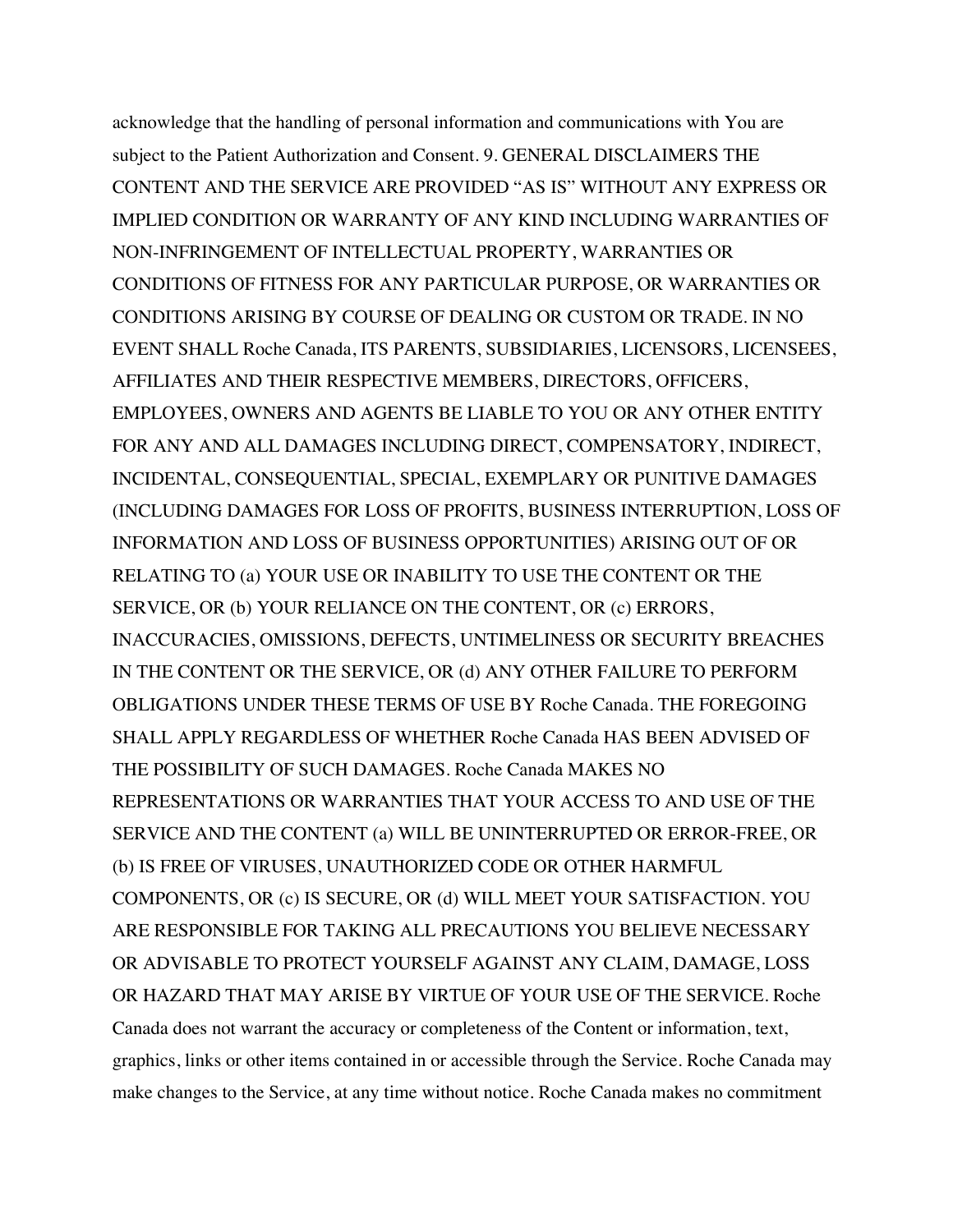acknowledge that the handling of personal information and communications with You are subject to the Patient Authorization and Consent. 9. GENERAL DISCLAIMERS THE CONTENT AND THE SERVICE ARE PROVIDED "AS IS" WITHOUT ANY EXPRESS OR IMPLIED CONDITION OR WARRANTY OF ANY KIND INCLUDING WARRANTIES OF NON-INFRINGEMENT OF INTELLECTUAL PROPERTY, WARRANTIES OR CONDITIONS OF FITNESS FOR ANY PARTICULAR PURPOSE, OR WARRANTIES OR CONDITIONS ARISING BY COURSE OF DEALING OR CUSTOM OR TRADE. IN NO EVENT SHALL Roche Canada, ITS PARENTS, SUBSIDIARIES, LICENSORS, LICENSEES, AFFILIATES AND THEIR RESPECTIVE MEMBERS, DIRECTORS, OFFICERS, EMPLOYEES, OWNERS AND AGENTS BE LIABLE TO YOU OR ANY OTHER ENTITY FOR ANY AND ALL DAMAGES INCLUDING DIRECT, COMPENSATORY, INDIRECT, INCIDENTAL, CONSEQUENTIAL, SPECIAL, EXEMPLARY OR PUNITIVE DAMAGES (INCLUDING DAMAGES FOR LOSS OF PROFITS, BUSINESS INTERRUPTION, LOSS OF INFORMATION AND LOSS OF BUSINESS OPPORTUNITIES) ARISING OUT OF OR RELATING TO (a) YOUR USE OR INABILITY TO USE THE CONTENT OR THE SERVICE, OR (b) YOUR RELIANCE ON THE CONTENT, OR (c) ERRORS, INACCURACIES, OMISSIONS, DEFECTS, UNTIMELINESS OR SECURITY BREACHES IN THE CONTENT OR THE SERVICE, OR (d) ANY OTHER FAILURE TO PERFORM OBLIGATIONS UNDER THESE TERMS OF USE BY Roche Canada. THE FOREGOING SHALL APPLY REGARDLESS OF WHETHER Roche Canada HAS BEEN ADVISED OF THE POSSIBILITY OF SUCH DAMAGES. Roche Canada MAKES NO REPRESENTATIONS OR WARRANTIES THAT YOUR ACCESS TO AND USE OF THE SERVICE AND THE CONTENT (a) WILL BE UNINTERRUPTED OR ERROR-FREE, OR (b) IS FREE OF VIRUSES, UNAUTHORIZED CODE OR OTHER HARMFUL COMPONENTS, OR (c) IS SECURE, OR (d) WILL MEET YOUR SATISFACTION. YOU ARE RESPONSIBLE FOR TAKING ALL PRECAUTIONS YOU BELIEVE NECESSARY OR ADVISABLE TO PROTECT YOURSELF AGAINST ANY CLAIM, DAMAGE, LOSS OR HAZARD THAT MAY ARISE BY VIRTUE OF YOUR USE OF THE SERVICE. Roche Canada does not warrant the accuracy or completeness of the Content or information, text, graphics, links or other items contained in or accessible through the Service. Roche Canada may make changes to the Service, at any time without notice. Roche Canada makes no commitment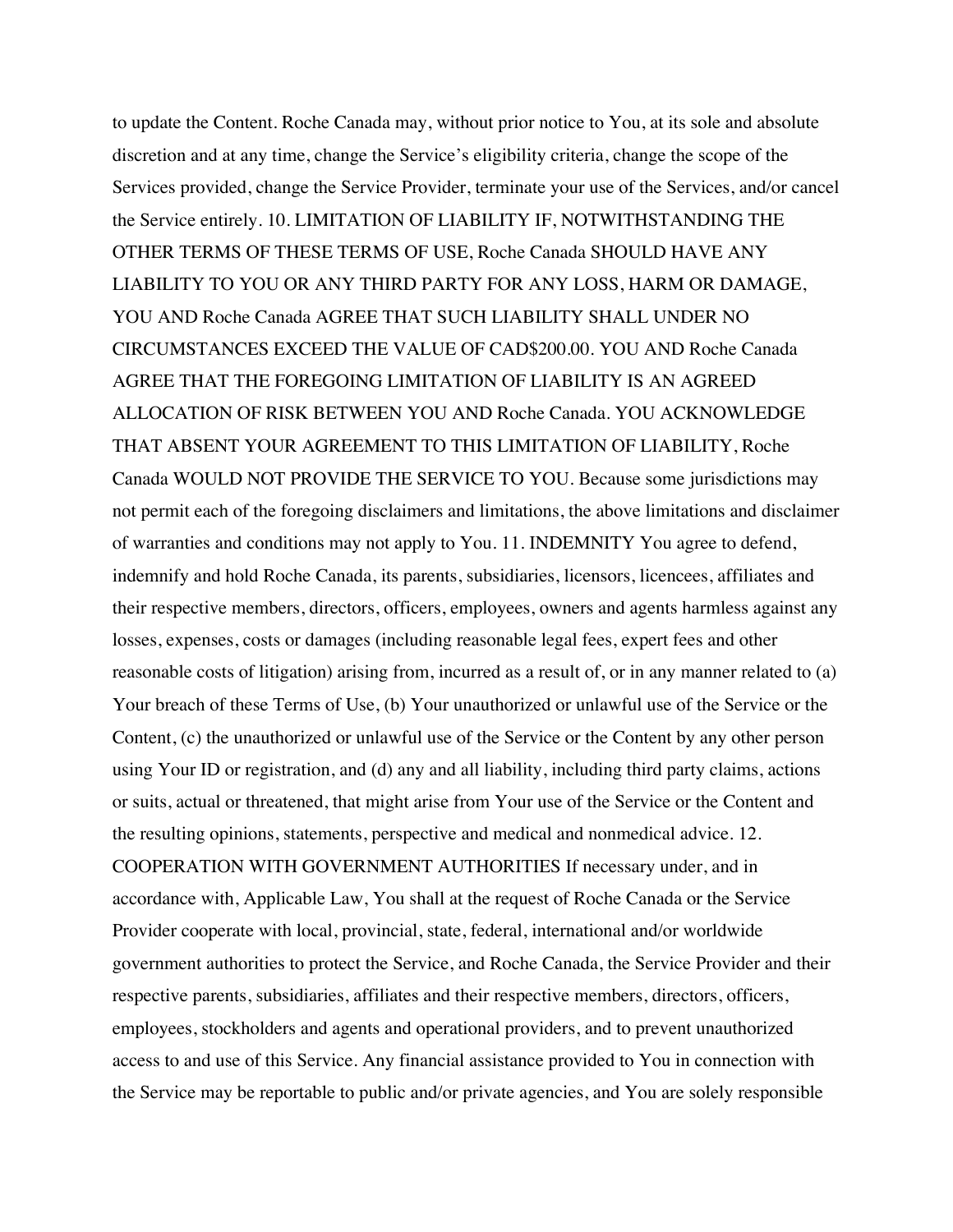to update the Content. Roche Canada may, without prior notice to You, at its sole and absolute discretion and at any time, change the Service's eligibility criteria, change the scope of the Services provided, change the Service Provider, terminate your use of the Services, and/or cancel the Service entirely. 10. LIMITATION OF LIABILITY IF, NOTWITHSTANDING THE OTHER TERMS OF THESE TERMS OF USE, Roche Canada SHOULD HAVE ANY LIABILITY TO YOU OR ANY THIRD PARTY FOR ANY LOSS, HARM OR DAMAGE, YOU AND Roche Canada AGREE THAT SUCH LIABILITY SHALL UNDER NO CIRCUMSTANCES EXCEED THE VALUE OF CAD$200.00. YOU AND Roche Canada AGREE THAT THE FOREGOING LIMITATION OF LIABILITY IS AN AGREED ALLOCATION OF RISK BETWEEN YOU AND Roche Canada. YOU ACKNOWLEDGE THAT ABSENT YOUR AGREEMENT TO THIS LIMITATION OF LIABILITY, Roche Canada WOULD NOT PROVIDE THE SERVICE TO YOU. Because some jurisdictions may not permit each of the foregoing disclaimers and limitations, the above limitations and disclaimer of warranties and conditions may not apply to You. 11. INDEMNITY You agree to defend, indemnify and hold Roche Canada, its parents, subsidiaries, licensors, licencees, affiliates and their respective members, directors, officers, employees, owners and agents harmless against any losses, expenses, costs or damages (including reasonable legal fees, expert fees and other reasonable costs of litigation) arising from, incurred as a result of, or in any manner related to (a) Your breach of these Terms of Use, (b) Your unauthorized or unlawful use of the Service or the Content, (c) the unauthorized or unlawful use of the Service or the Content by any other person using Your ID or registration, and (d) any and all liability, including third party claims, actions or suits, actual or threatened, that might arise from Your use of the Service or the Content and the resulting opinions, statements, perspective and medical and nonmedical advice. 12. COOPERATION WITH GOVERNMENT AUTHORITIES If necessary under, and in accordance with, Applicable Law, You shall at the request of Roche Canada or the Service Provider cooperate with local, provincial, state, federal, international and/or worldwide government authorities to protect the Service, and Roche Canada, the Service Provider and their respective parents, subsidiaries, affiliates and their respective members, directors, officers, employees, stockholders and agents and operational providers, and to prevent unauthorized access to and use of this Service. Any financial assistance provided to You in connection with the Service may be reportable to public and/or private agencies, and You are solely responsible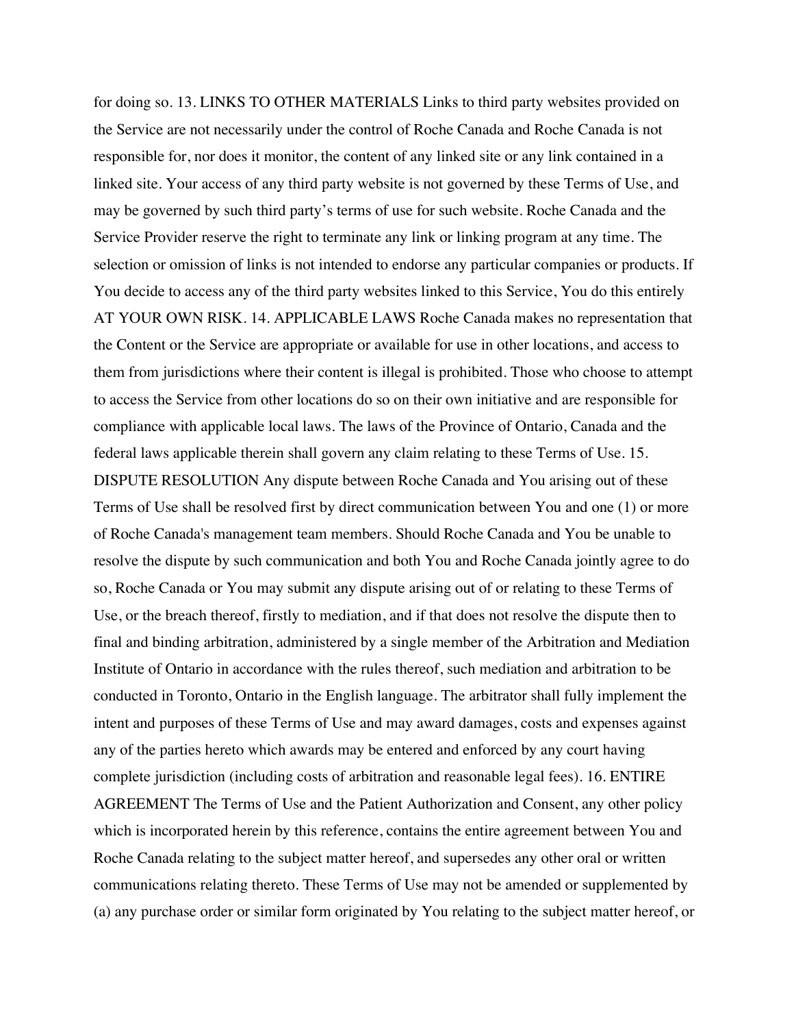for doing so. 13. LINKS TO OTHER MATERIALS Links to third party websites provided on the Service are not necessarily under the control of Roche Canada and Roche Canada is not responsible for, nor does it monitor, the content of any linked site or any link contained in a linked site. Your access of any third party website is not governed by these Terms of Use, and may be governed by such third party's terms of use for such website. Roche Canada and the Service Provider reserve the right to terminate any link or linking program at any time. The selection or omission of links is not intended to endorse any particular companies or products. If You decide to access any of the third party websites linked to this Service, You do this entirely AT YOUR OWN RISK. 14. APPLICABLE LAWS Roche Canada makes no representation that the Content or the Service are appropriate or available for use in other locations, and access to them from jurisdictions where their content is illegal is prohibited. Those who choose to attempt to access the Service from other locations do so on their own initiative and are responsible for compliance with applicable local laws. The laws of the Province of Ontario, Canada and the federal laws applicable therein shall govern any claim relating to these Terms of Use. 15. DISPUTE RESOLUTION Any dispute between Roche Canada and You arising out of these Terms of Use shall be resolved first by direct communication between You and one (1) or more of Roche Canada's management team members. Should Roche Canada and You be unable to resolve the dispute by such communication and both You and Roche Canada jointly agree to do so, Roche Canada or You may submit any dispute arising out of or relating to these Terms of Use, or the breach thereof, firstly to mediation, and if that does not resolve the dispute then to final and binding arbitration, administered by a single member of the Arbitration and Mediation Institute of Ontario in accordance with the rules thereof, such mediation and arbitration to be conducted in Toronto, Ontario in the English language. The arbitrator shall fully implement the intent and purposes of these Terms of Use and may award damages, costs and expenses against any of the parties hereto which awards may be entered and enforced by any court having complete jurisdiction (including costs of arbitration and reasonable legal fees). 16. ENTIRE AGREEMENT The Terms of Use and the Patient Authorization and Consent, any other policy which is incorporated herein by this reference, contains the entire agreement between You and Roche Canada relating to the subject matter hereof, and supersedes any other oral or written communications relating thereto. These Terms of Use may not be amended or supplemented by (a) any purchase order or similar form originated by You relating to the subject matter hereof, or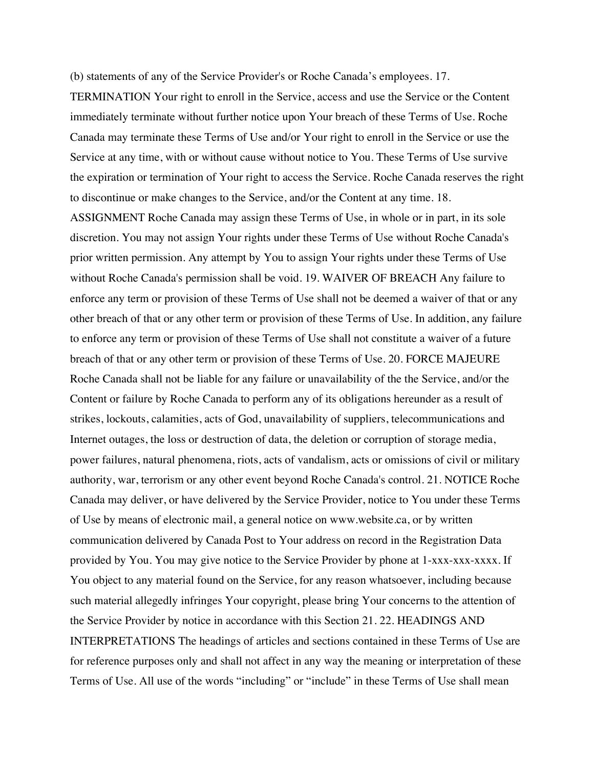(b) statements of any of the Service Provider's or Roche Canada’s employees. 17. TERMINATION Your right to enroll in the Service, access and use the Service or the Content immediately terminate without further notice upon Your breach of these Terms of Use. Roche Canada may terminate these Terms of Use and/or Your right to enroll in the Service or use the Service at any time, with or without cause without notice to You. These Terms of Use survive the expiration or termination of Your right to access the Service. Roche Canada reserves the right to discontinue or make changes to the Service, and/or the Content at any time. 18. ASSIGNMENT Roche Canada may assign these Terms of Use, in whole or in part, in its sole discretion. You may not assign Your rights under these Terms of Use without Roche Canada's prior written permission. Any attempt by You to assign Your rights under these Terms of Use without Roche Canada's permission shall be void. 19. WAIVER OF BREACH Any failure to enforce any term or provision of these Terms of Use shall not be deemed a waiver of that or any other breach of that or any other term or provision of these Terms of Use. In addition, any failure to enforce any term or provision of these Terms of Use shall not constitute a waiver of a future breach of that or any other term or provision of these Terms of Use. 20. FORCE MAJEURE Roche Canada shall not be liable for any failure or unavailability of the the Service, and/or the Content or failure by Roche Canada to perform any of its obligations hereunder as a result of strikes, lockouts, calamities, acts of God, unavailability of suppliers, telecommunications and Internet outages, the loss or destruction of data, the deletion or corruption of storage media, power failures, natural phenomena, riots, acts of vandalism, acts or omissions of civil or military authority, war, terrorism or any other event beyond Roche Canada's control. 21. NOTICE Roche Canada may deliver, or have delivered by the Service Provider, notice to You under these Terms of Use by means of electronic mail, a general notice on www.website.ca, or by written communication delivered by Canada Post to Your address on record in the Registration Data provided by You. You may give notice to the Service Provider by phone at 1-xxx-xxx-xxxx. If You object to any material found on the Service, for any reason whatsoever, including because such material allegedly infringes Your copyright, please bring Your concerns to the attention of the Service Provider by notice in accordance with this Section 21. 22. HEADINGS AND INTERPRETATIONS The headings of articles and sections contained in these Terms of Use are for reference purposes only and shall not affect in any way the meaning or interpretation of these Terms of Use. All use of the words “including” or “include” in these Terms of Use shall mean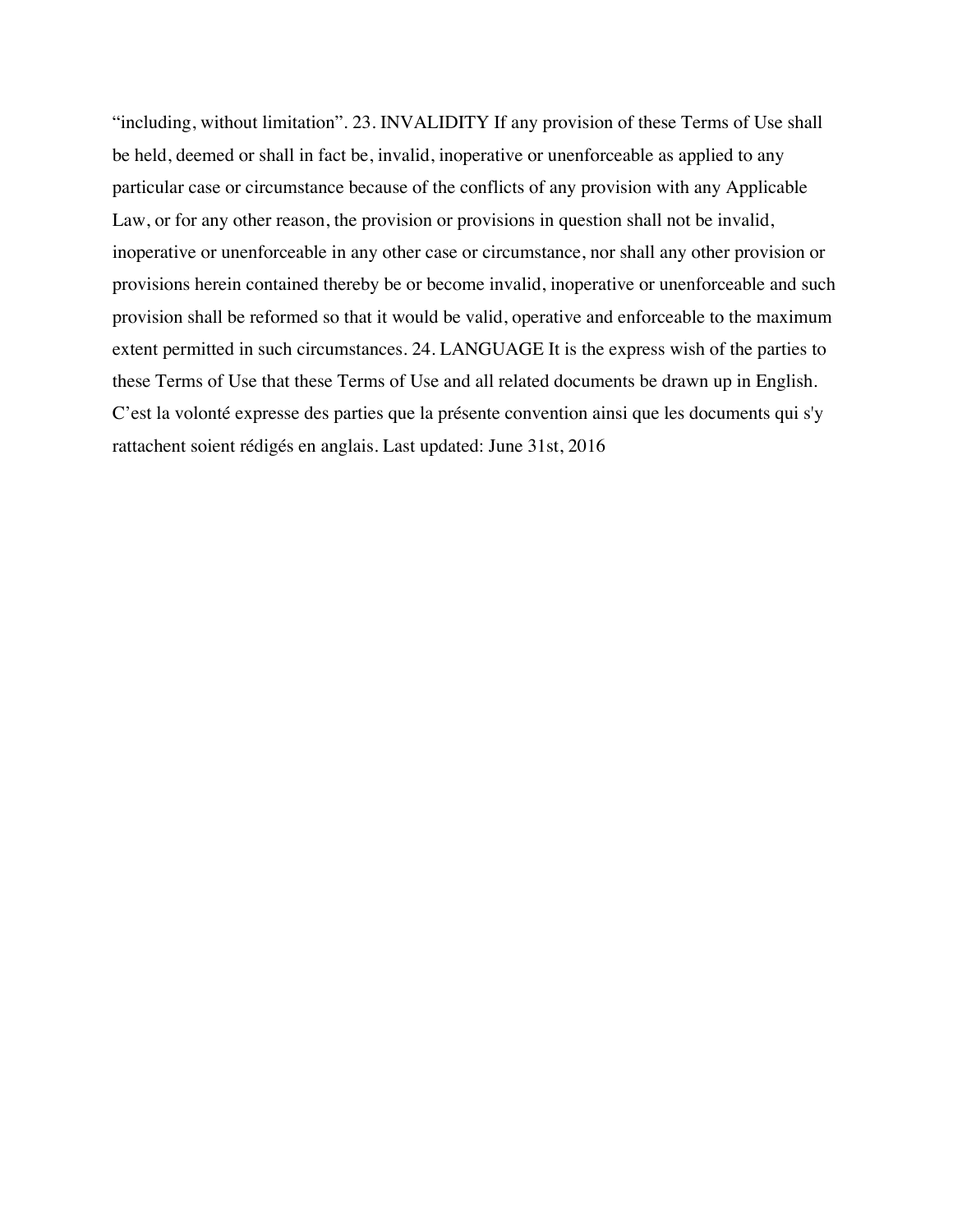"including, without limitation". 23. INVALIDITY If any provision of these Terms of Use shall be held, deemed or shall in fact be, invalid, inoperative or unenforceable as applied to any particular case or circumstance because of the conflicts of any provision with any Applicable Law, or for any other reason, the provision or provisions in question shall not be invalid, inoperative or unenforceable in any other case or circumstance, nor shall any other provision or provisions herein contained thereby be or become invalid, inoperative or unenforceable and such provision shall be reformed so that it would be valid, operative and enforceable to the maximum extent permitted in such circumstances. 24. LANGUAGE It is the express wish of the parties to these Terms of Use that these Terms of Use and all related documents be drawn up in English. C'est la volonté expresse des parties que la présente convention ainsi que les documents qui s'y rattachent soient rédigés en anglais. Last updated: June 31st, 2016